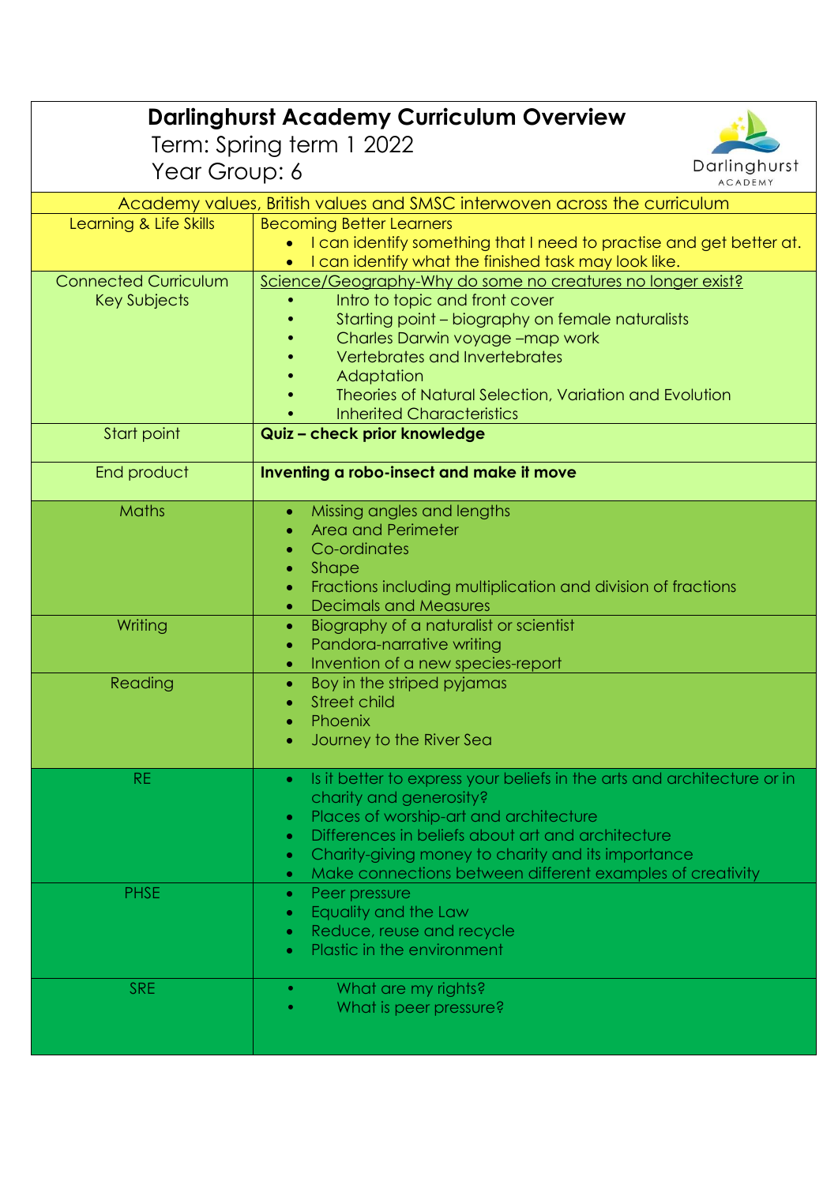# Darlinghurst Academy Curriculum Overview

Term: Spring term 1 2022

Year Group: 6

Darlinghurst ACADEMY

| Academy values, British values and SMSC interwoven across the curriculum | |
|---|---|
| Learning & Life Skills | Becoming Better Learners<br>• I can identify something that I need to practise and get better at.<br>• I can identify what the finished task may look like. |
| Connected Curriculum Key Subjects | Science/Geography-Why do some no creatures no longer exist?<br>• Intro to topic and front cover<br>• Starting point – biography on female naturalists<br>• Charles Darwin voyage –map work<br>• Vertebrates and Invertebrates<br>• Adaptation<br>• Theories of Natural Selection, Variation and Evolution<br>• Inherited Characteristics |
| Start point | **Quiz – check prior knowledge** |
| End product | **Inventing a robo-insect and make it move** |
| Maths | • Missing angles and lengths<br>• Area and Perimeter<br>• Co-ordinates<br>• Shape<br>• Fractions including multiplication and division of fractions<br>• Decimals and Measures |
| Writing | • Biography of a naturalist or scientist<br>• Pandora-narrative writing<br>• Invention of a new species-report |
| Reading | • Boy in the striped pyjamas<br>• Street child<br>• Phoenix<br>• Journey to the River Sea |
| RE | • Is it better to express your beliefs in the arts and architecture or in charity and generosity?<br>• Places of worship-art and architecture<br>• Differences in beliefs about art and architecture<br>• Charity-giving money to charity and its importance<br>• Make connections between different examples of creativity |
| PHSE | • Peer pressure<br>• Equality and the Law<br>• Reduce, reuse and recycle<br>• Plastic in the environment |
| SRE | • What are my rights?<br>• What is peer pressure? |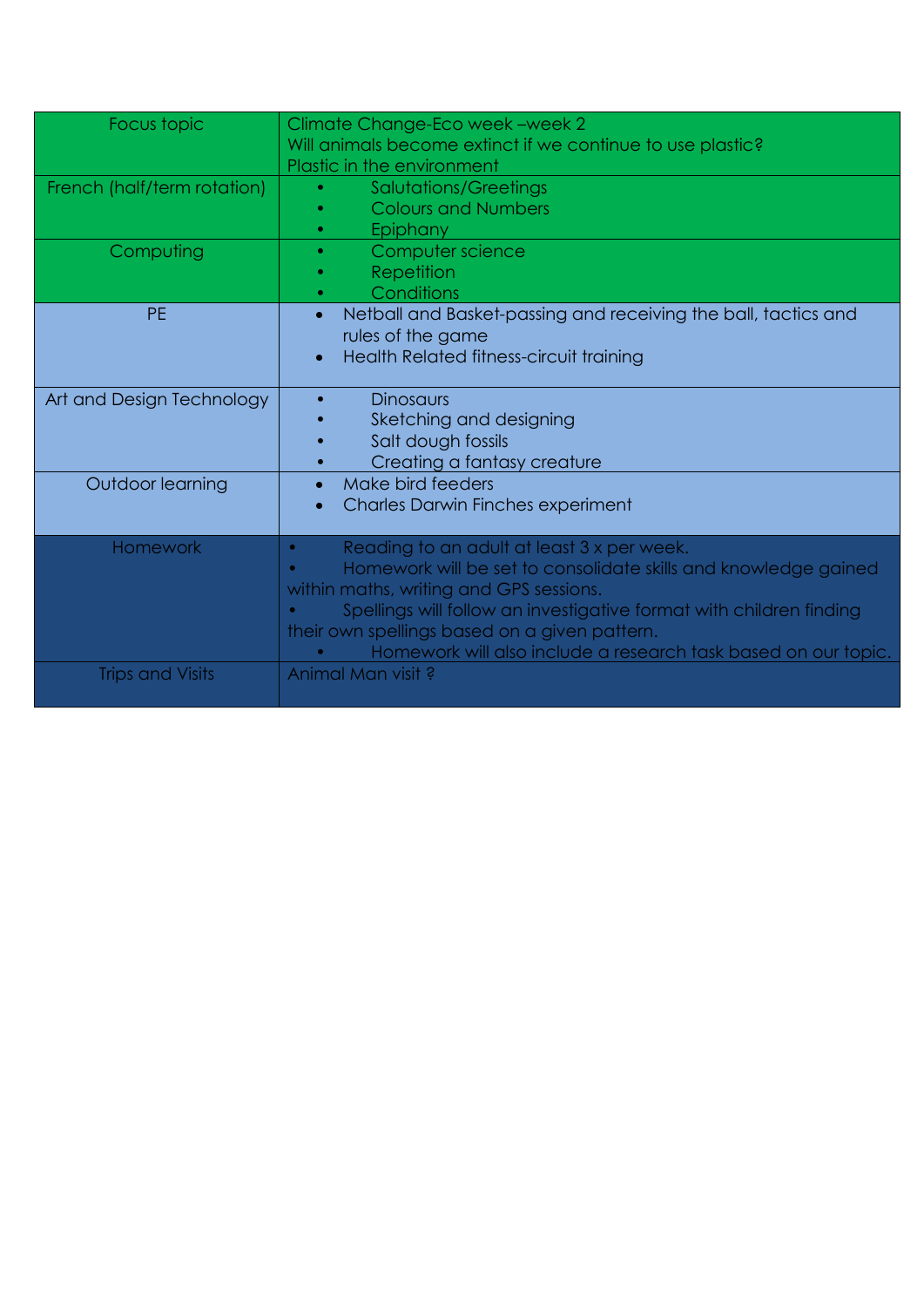| | |
|---|---|
| Focus topic | Climate Change-Eco week –week 2<br>Will animals become extinct if we continue to use plastic?<br>Plastic in the environment |
| French (half/term rotation) | • Salutations/Greetings<br>• Colours and Numbers<br>• Epiphany |
| Computing | • Computer science<br>• Repetition<br>• Conditions |
| PE | • Netball and Basket-passing and receiving the ball, tactics and rules of the game<br>• Health Related fitness-circuit training |
| Art and Design Technology | • Dinosaurs<br>• Sketching and designing<br>• Salt dough fossils<br>• Creating a fantasy creature |
| Outdoor learning | • Make bird feeders<br>• Charles Darwin Finches experiment |
| Homework | • Reading to an adult at least 3 x per week.<br>• Homework will be set to consolidate skills and knowledge gained within maths, writing and GPS sessions.<br>• Spellings will follow an investigative format with children finding their own spellings based on a given pattern.<br>• Homework will also include a research task based on our topic. |
| Trips and Visits | Animal Man visit ? |